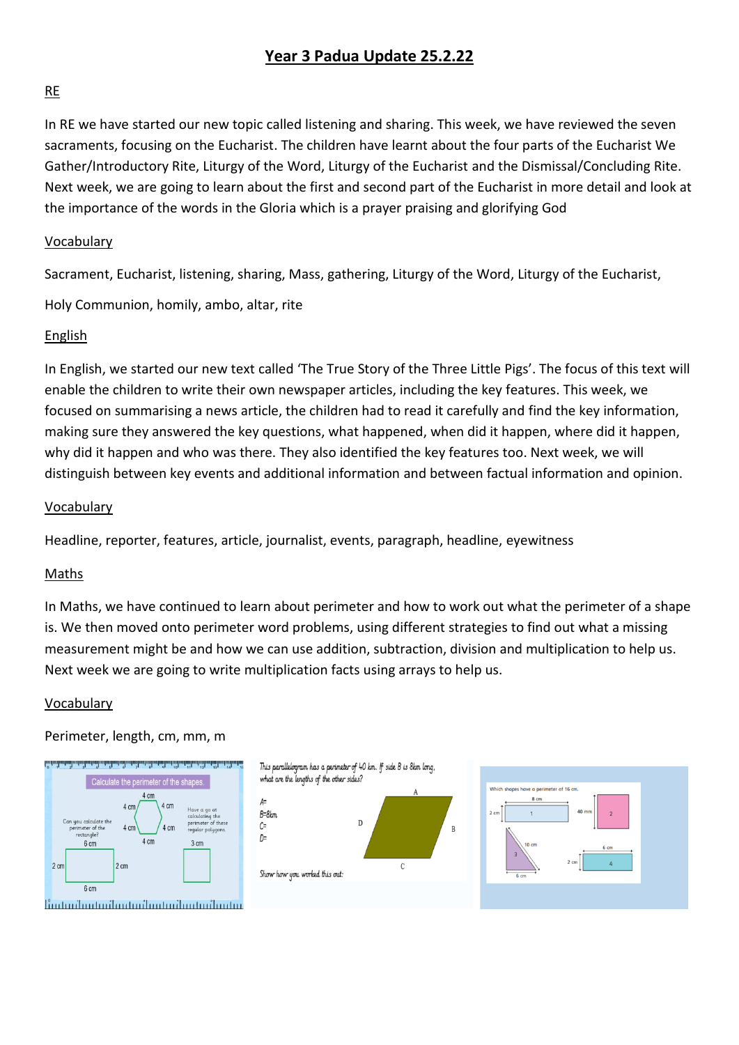# Year 3 Padua Update 25.2.22

## RE

In RE we have started our new topic called listening and sharing. This week, we have reviewed the seven sacraments, focusing on the Eucharist. The children have learnt about the four parts of the Eucharist We Gather/Introductory Rite, Liturgy of the Word, Liturgy of the Eucharist and the Dismissal/Concluding Rite. Next week, we are going to learn about the first and second part of the Eucharist in more detail and look at the importance of the words in the Gloria which is a prayer praising and glorifying God

### Vocabulary

Sacrament, Eucharist, listening, sharing, Mass, gathering, Liturgy of the Word, Liturgy of the Eucharist,

Holy Communion, homily, ambo, altar, rite

## English

In English, we started our new text called 'The True Story of the Three Little Pigs'. The focus of this text will enable the children to write their own newspaper articles, including the key features. This week, we focused on summarising a news article, the children had to read it carefully and find the key information, making sure they answered the key questions, what happened, when did it happen, where did it happen, why did it happen and who was there. They also identified the key features too. Next week, we will distinguish between key events and additional information and between factual information and opinion.

### Vocabulary

Headline, reporter, features, article, journalist, events, paragraph, headline, eyewitness

## Maths

In Maths, we have continued to learn about perimeter and how to work out what the perimeter of a shape is. We then moved onto perimeter word problems, using different strategies to find out what a missing measurement might be and how we can use addition, subtraction, division and multiplication to help us. Next week we are going to write multiplication facts using arrays to help us.

### Vocabulary

Perimeter, length, cm, mm, m

Calculate the perimeter of the shapes.

Can you calculate the perimeter of the rectangle?

Have a go at calculating the perimeter of these regular polygons.

This parallelogram has a perimeter of 40 km. If side B is 8km long, what are the lengths of the other sides?

A=
B=8km
C=
D=

Show how you worked this out:

Which shapes have a perimeter of 16 cm.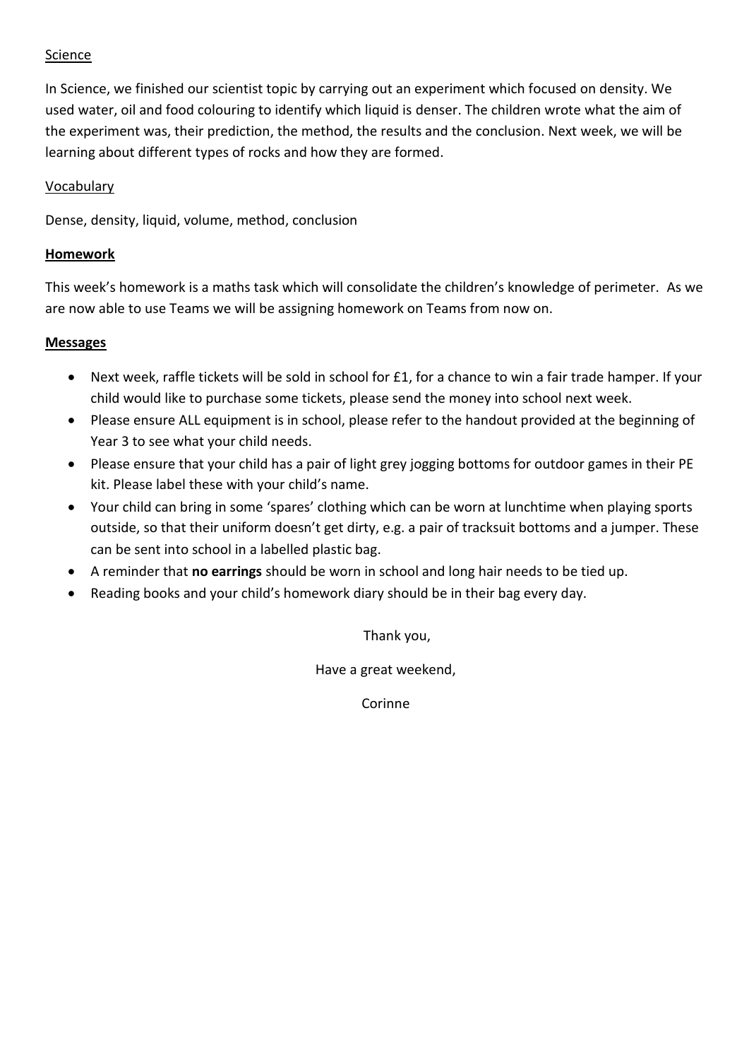Science

In Science, we finished our scientist topic by carrying out an experiment which focused on density. We used water, oil and food colouring to identify which liquid is denser. The children wrote what the aim of the experiment was, their prediction, the method, the results and the conclusion. Next week, we will be learning about different types of rocks and how they are formed.

Vocabulary

Dense, density, liquid, volume, method, conclusion

**Homework**

This week's homework is a maths task which will consolidate the children's knowledge of perimeter. As we are now able to use Teams we will be assigning homework on Teams from now on.

**Messages**

- Next week, raffle tickets will be sold in school for £1, for a chance to win a fair trade hamper. If your child would like to purchase some tickets, please send the money into school next week.
- Please ensure ALL equipment is in school, please refer to the handout provided at the beginning of Year 3 to see what your child needs.
- Please ensure that your child has a pair of light grey jogging bottoms for outdoor games in their PE kit. Please label these with your child's name.
- Your child can bring in some 'spares' clothing which can be worn at lunchtime when playing sports outside, so that their uniform doesn't get dirty, e.g. a pair of tracksuit bottoms and a jumper. These can be sent into school in a labelled plastic bag.
- A reminder that **no earrings** should be worn in school and long hair needs to be tied up.
- Reading books and your child's homework diary should be in their bag every day.

Thank you,

Have a great weekend,

Corinne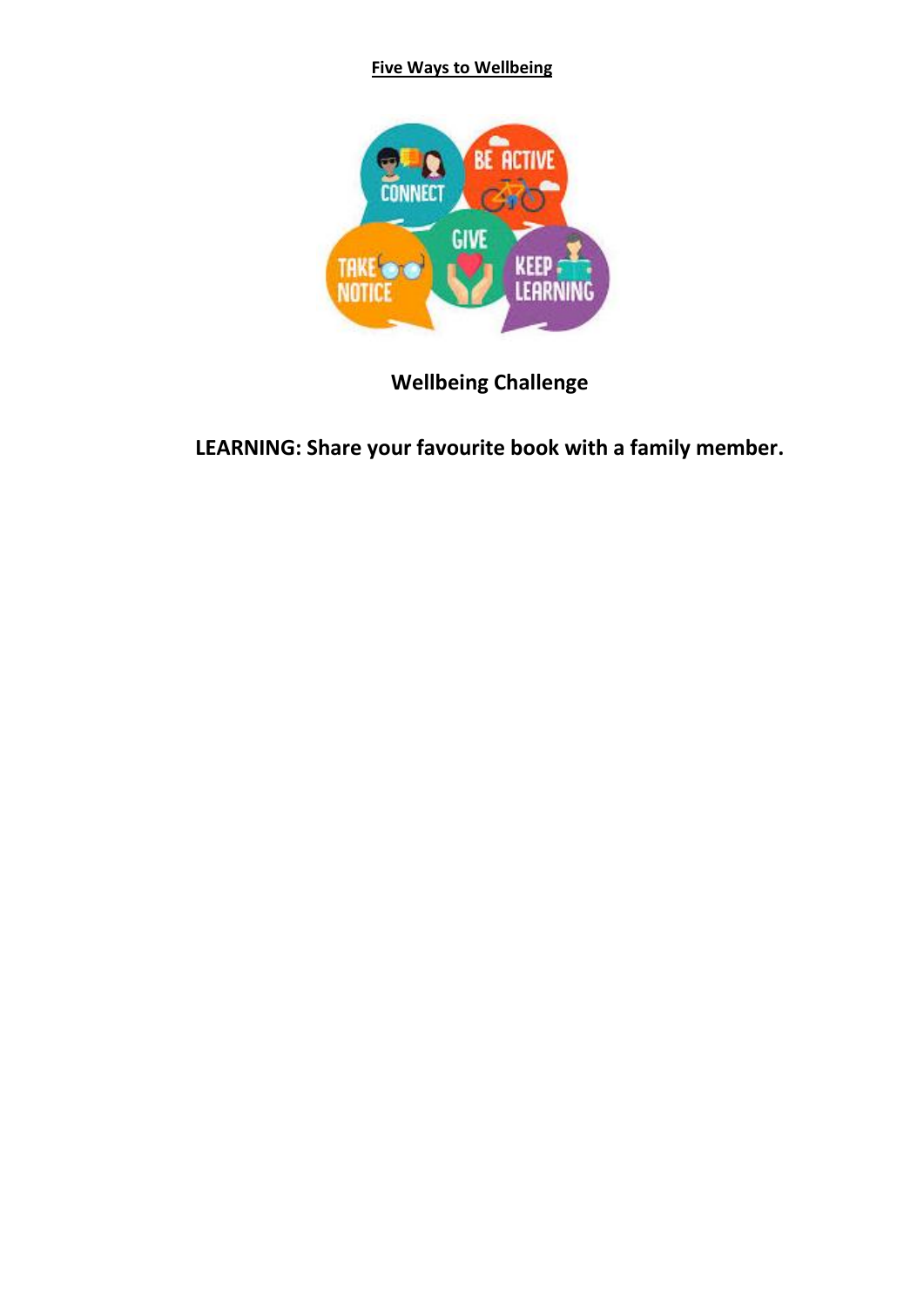**Five Ways to Wellbeing**

**Wellbeing Challenge**

**LEARNING: Share your favourite book with a family member.**